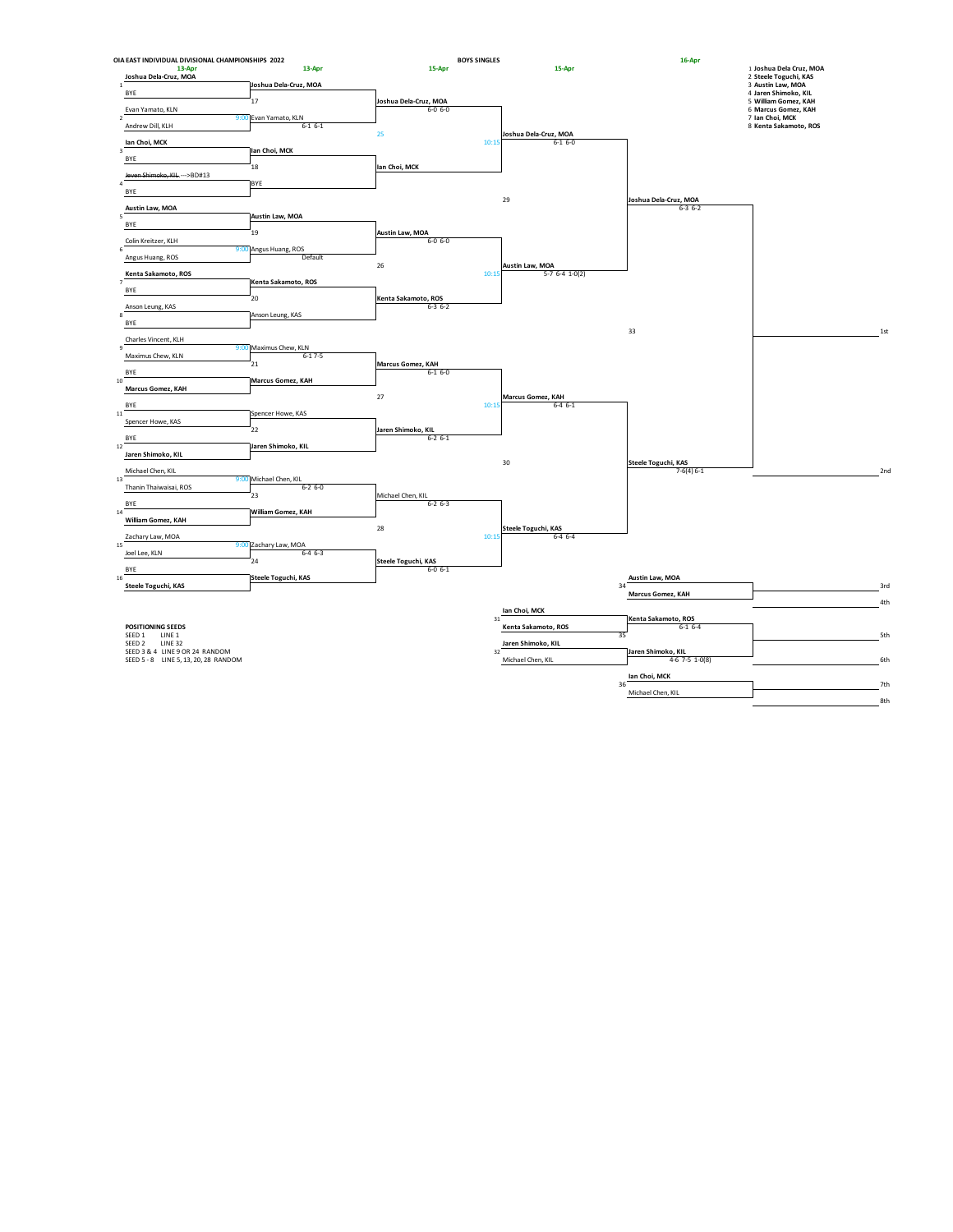# OIA EAST INDIVIDUAL DIVISIONAL CHAMPIONSHIPS 2022

## BOYS SINGLES

### Seeds

1. Joshua Dela Cruz, MOA
2. Steele Toguchi, KAS
3. Austin Law, MOA
4. Jaren Shimoko, KIL
5. William Gomez, KAH
6. Marcus Gomez, KAH
7. Ian Choi, MCK
8. Kenta Sakamoto, ROS

### First Round (13-Apr)

| Line | Player | Match | Winner | Score |
|---|---|---|---|---|
| 1 | **Joshua Dela-Cruz, MOA** | 17 | **Joshua Dela-Cruz, MOA** | |
| | BYE | | | |
| 2 | Evan Yamato, KLN | 9:00 | Evan Yamato, KLN | 6-1 6-1 |
| | Andrew Dill, KLH | | | |
| 3 | **Ian Choi, MCK** | 18 | **Ian Choi, MCK** | |
| | BYE | | | |
| 4 | ~~Jeven Shimoko, KIL~~ --->BD#13 | | BYE | |
| | BYE | | | |
| 5 | **Austin Law, MOA** | 19 | **Austin Law, MOA** | |
| | BYE | | | |
| 6 | Colin Kreitzer, KLH | 9:00 | Angus Huang, ROS | Default |
| | Angus Huang, ROS | | | |
| 7 | **Kenta Sakamoto, ROS** | 20 | **Kenta Sakamoto, ROS** | |
| | BYE | | | |
| 8 | Anson Leung, KAS | | Anson Leung, KAS | |
| | BYE | | | |
| 9 | Charles Vincent, KLH | 9:00 | Maximus Chew, KLN | 6-1 7-5 |
| | Maximus Chew, KLN | | | |
| 10 | BYE | 21 | **Marcus Gomez, KAH** | |
| | **Marcus Gomez, KAH** | | | |
| 11 | BYE | | Spencer Howe, KAS | |
| | Spencer Howe, KAS | | | |
| 12 | BYE | 22 | **Jaren Shimoko, KIL** | |
| | **Jaren Shimoko, KIL** | | | |
| 13 | Michael Chen, KIL | 9:00 | Michael Chen, KIL | 6-2 6-0 |
| | Thanin Thaiwaisai, ROS | | | |
| 14 | BYE | 23 | **William Gomez, KAH** | |
| | **William Gomez, KAH** | | | |
| 15 | Zachary Law, MOA | 9:00 | Zachary Law, MOA | 6-4 6-3 |
| | Joel Lee, KLN | | | |
| 16 | BYE | 24 | **Steele Toguchi, KAS** | |
| | **Steele Toguchi, KAS** | | | |

### Second Round (15-Apr)

| Match | Winner | Score |
|---|---|---|
| 17 | **Joshua Dela-Cruz, MOA** | 6-0 6-0 |
| 18 | **Ian Choi, MCK** | |
| 19 | **Austin Law, MOA** | 6-0 6-0 |
| 20 | **Kenta Sakamoto, ROS** | 6-3 6-2 |
| 21 | **Marcus Gomez, KAH** | 6-1 6-0 |
| 22 | **Jaren Shimoko, KIL** | 6-2 6-1 |
| 23 | Michael Chen, KIL | 6-2 6-3 |
| 24 | **Steele Toguchi, KAS** | 6-0 6-1 |

### Quarterfinals (15-Apr, 10:15)

| Match | Winner | Score |
|---|---|---|
| 25 | **Joshua Dela-Cruz, MOA** | 6-1 6-0 |
| 26 | **Austin Law, MOA** | 5-7 6-4 1-0(2) |
| 27 | **Marcus Gomez, KAH** | 6-4 6-1 |
| 28 | **Steele Toguchi, KAS** | 6-4 6-4 |

### Semifinals (16-Apr)

| Match | Winner | Score |
|---|---|---|
| 29 | **Joshua Dela-Cruz, MOA** | 6-3 6-2 |
| 30 | **Steele Toguchi, KAS** | 7-6(4) 6-1 |

### Final

| Match | Players | Result |
|---|---|---|
| 33 | Joshua Dela-Cruz, MOA vs. Steele Toguchi, KAS | 1st / 2nd |

### Placement Matches

| Match | Players | Winner / Score | Place |
|---|---|---|---|
| 31 | Ian Choi, MCK vs. **Kenta Sakamoto, ROS** | | |
| 32 | **Jaren Shimoko, KIL** vs. Michael Chen, KIL | | |
| 34 | Austin Law, MOA vs. Marcus Gomez, KAH | | 3rd / 4th |
| 35 | Kenta Sakamoto, ROS vs. Jaren Shimoko, KIL | 6-1 6-4 / 4-6 7-5 1-0(8) | 5th / 6th |
| 36 | Ian Choi, MCK vs. Michael Chen, KIL | | 7th / 8th |

### POSITIONING SEEDS

- SEED 1 — LINE 1
- SEED 2 — LINE 32
- SEED 3 & 4 — LINE 9 OR 24 RANDOM
- SEED 5 - 8 — LINE 5, 13, 20, 28 RANDOM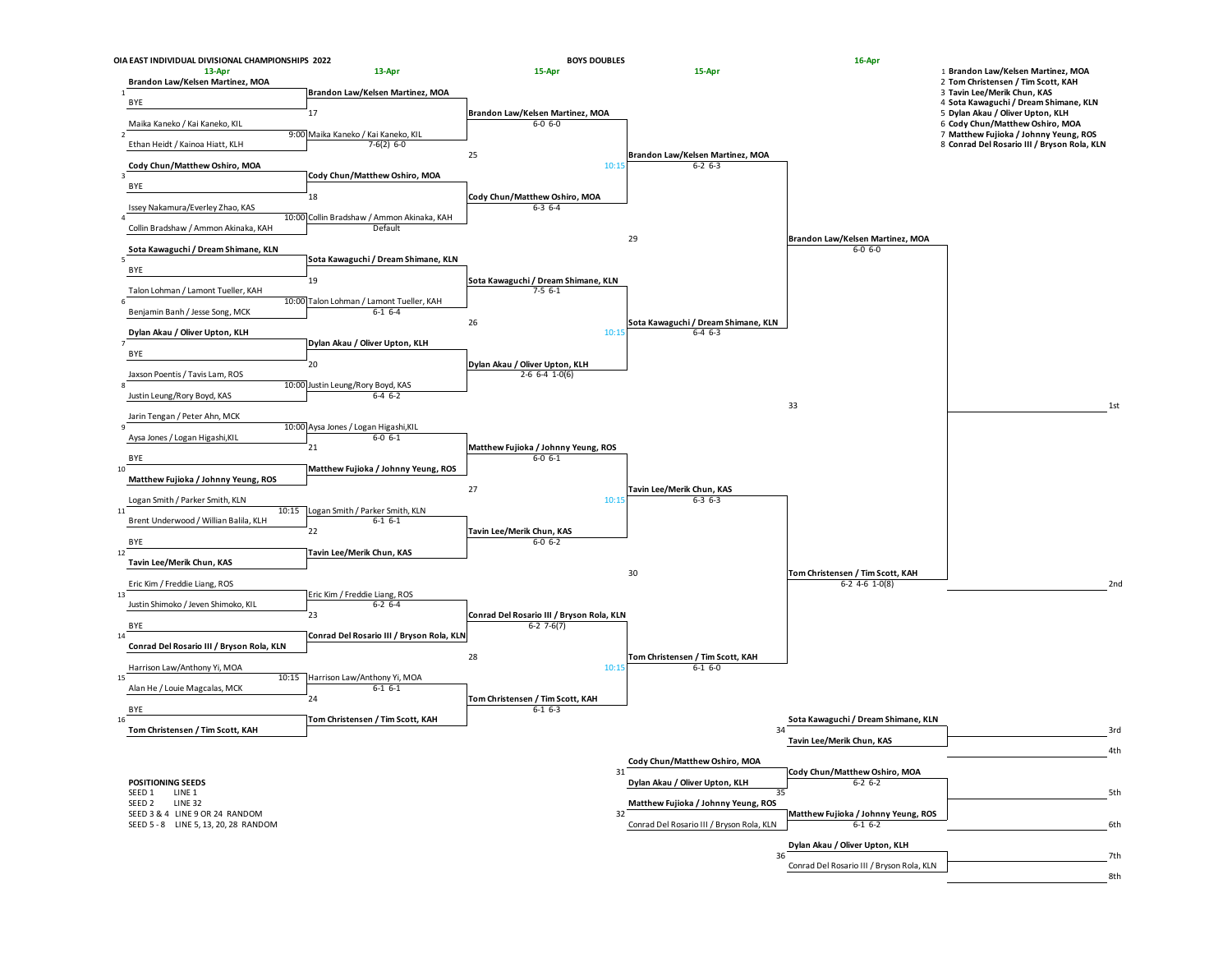# OIA EAST INDIVIDUAL DIVISIONAL CHAMPIONSHIPS 2022

## BOYS DOUBLES

### Seeds

1. Brandon Law/Kelsen Martinez, MOA
2. Tom Christensen / Tim Scott, KAH
3. Tavin Lee/Merik Chun, KAS
4. Sota Kawaguchi / Dream Shimane, KLN
5. Dylan Akau / Oliver Upton, KLH
6. Cody Chun/Matthew Oshiro, MOA
7. Matthew Fujioka / Johnny Yeung, ROS
8. Conrad Del Rosario III / Bryson Rola, KLN

### First Round (13-Apr)

| Line | Players |
|---|---|
| 1 | **Brandon Law/Kelsen Martinez, MOA** |
| | BYE |
| 2 | Maika Kaneko / Kai Kaneko, KIL |
| | Ethan Heidt / Kainoa Hiatt, KLH |
| 3 | **Cody Chun/Matthew Oshiro, MOA** |
| | BYE |
| 4 | Issey Nakamura/Everley Zhao, KAS |
| | Collin Bradshaw / Ammon Akinaka, KAH |
| 5 | **Sota Kawaguchi / Dream Shimane, KLN** |
| | BYE |
| 6 | Talon Lohman / Lamont Tueller, KAH |
| | Benjamin Banh / Jesse Song, MCK |
| 7 | **Dylan Akau / Oliver Upton, KLH** |
| | BYE |
| 8 | Jaxson Poentis / Tavis Lam, ROS |
| | Justin Leung/Rory Boyd, KAS |
| 9 | Jarin Tengan / Peter Ahn, MCK |
| | Aysa Jones / Logan Higashi,KIL |
| 10 | BYE |
| | **Matthew Fujioka / Johnny Yeung, ROS** |
| 11 | Logan Smith / Parker Smith, KLN |
| | Brent Underwood / Willian Balila, KLH |
| 12 | BYE |
| | **Tavin Lee/Merik Chun, KAS** |
| 13 | Eric Kim / Freddie Liang, ROS |
| | Justin Shimoko / Jeven Shimoko, KIL |
| 14 | BYE |
| | **Conrad Del Rosario III / Bryson Rola, KLN** |
| 15 | Harrison Law/Anthony Yi, MOA |
| | Alan He / Louie Magcalas, MCK |
| 16 | BYE |
| | **Tom Christensen / Tim Scott, KAH** |

### Second Round (13-Apr)

| Match | Time | Winner | Score |
|---|---|---|---|
| 17 | | **Brandon Law/Kelsen Martinez, MOA** | |
| | 9:00 | Maika Kaneko / Kai Kaneko, KIL | 7-6(2) 6-0 |
| 18 | | **Cody Chun/Matthew Oshiro, MOA** | |
| | 10:00 | Collin Bradshaw / Ammon Akinaka, KAH | Default |
| 19 | | **Sota Kawaguchi / Dream Shimane, KLN** | |
| | 10:00 | Talon Lohman / Lamont Tueller, KAH | 6-1 6-4 |
| 20 | | **Dylan Akau / Oliver Upton, KLH** | |
| | 10:00 | Justin Leung/Rory Boyd, KAS | 6-4 6-2 |
| 21 | 10:00 | Aysa Jones / Logan Higashi,KIL | 6-0 6-1 |
| | | **Matthew Fujioka / Johnny Yeung, ROS** | |
| 22 | 10:15 | Logan Smith / Parker Smith, KLN | 6-1 6-1 |
| | | **Tavin Lee/Merik Chun, KAS** | |
| 23 | | Eric Kim / Freddie Liang, ROS | 6-2 6-4 |
| | | **Conrad Del Rosario III / Bryson Rola, KLN** | |
| 24 | 10:15 | Harrison Law/Anthony Yi, MOA | 6-1 6-1 |
| | | **Tom Christensen / Tim Scott, KAH** | |

### Third Round (15-Apr)

| Match | Winner | Score |
|---|---|---|
| 25 | **Brandon Law/Kelsen Martinez, MOA** | 6-0 6-0 |
| | **Cody Chun/Matthew Oshiro, MOA** | 6-3 6-4 |
| 26 | **Sota Kawaguchi / Dream Shimane, KLN** | 7-5 6-1 |
| | **Dylan Akau / Oliver Upton, KLH** | 2-6 6-4 1-0(6) |
| 27 | **Matthew Fujioka / Johnny Yeung, ROS** | 6-0 6-1 |
| | **Tavin Lee/Merik Chun, KAS** | 6-0 6-2 |
| 28 | **Conrad Del Rosario III / Bryson Rola, KLN** | 6-2 7-6(7) |
| | **Tom Christensen / Tim Scott, KAH** | 6-1 6-3 |

### Quarterfinals (15-Apr)

| Match | Time | Winner | Score |
|---|---|---|---|
| 25 | 10:15 | **Brandon Law/Kelsen Martinez, MOA** | 6-2 6-3 |
| 26 | 10:15 | **Sota Kawaguchi / Dream Shimane, KLN** | 6-4 6-3 |
| 27 | 10:15 | **Tavin Lee/Merik Chun, KAS** | 6-3 6-3 |
| 28 | 10:15 | **Tom Christensen / Tim Scott, KAH** | 6-1 6-0 |

### Semifinals (16-Apr)

| Match | Winner | Score |
|---|---|---|
| 29 | **Brandon Law/Kelsen Martinez, MOA** | 6-0 6-0 |
| 30 | **Tom Christensen / Tim Scott, KAH** | 6-2 4-6 1-0(8) |

### Final

| Match | Place |
|---|---|
| 33 | 1st |
| | 2nd |

### Placement Matches

| Match | Players | Score | Place |
|---|---|---|---|
| 34 | Sota Kawaguchi / Dream Shimane, KLN | | 3rd |
| | Tavin Lee/Merik Chun, KAS | | 4th |
| 31 | Cody Chun/Matthew Oshiro, MOA | | |
| | Dylan Akau / Oliver Upton, KLH | | |
| 32 | Matthew Fujioka / Johnny Yeung, ROS | | |
| | Conrad Del Rosario III / Bryson Rola, KLN | | |
| 35 | Cody Chun/Matthew Oshiro, MOA | 6-2 6-2 | 5th |
| | Matthew Fujioka / Johnny Yeung, ROS | 6-1 6-2 | 6th |
| 36 | Dylan Akau / Oliver Upton, KLH | | 7th |
| | Conrad Del Rosario III / Bryson Rola, KLN | | 8th |

### POSITIONING SEEDS

- SEED 1 — LINE 1
- SEED 2 — LINE 32
- SEED 3 & 4 — LINE 9 OR 24 RANDOM
- SEED 5 - 8 — LINE 5, 13, 20, 28 RANDOM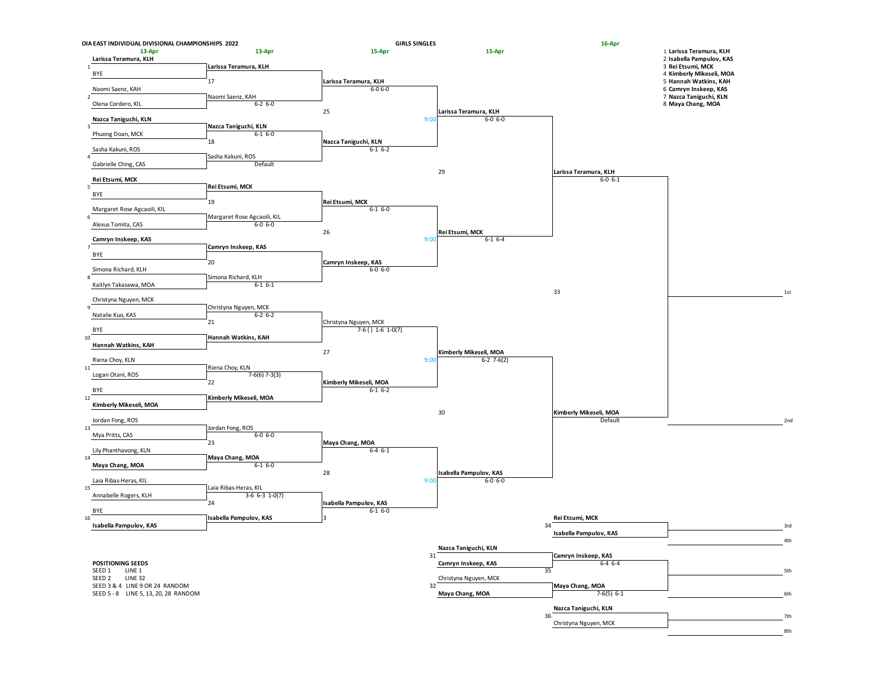OIA EAST INDIVIDUAL DIVISIONAL CHAMPIONSHIPS 2022

## GIRLS SINGLES

### First Round (13-Apr)

| Line | Player | Winner (13-Apr) | Match # | Score |
|---|---|---|---|---|
| 1 | **Larissa Teramura, KLH** / BYE | Larissa Teramura, KLH | 17 | |
| 2 | Naomi Saenz, KAH / Olena Cordero, KIL | Naomi Saenz, KAH | | 6-2 6-0 |
| 3 | **Nazca Taniguchi, KLN** / Phuong Doan, MCK | Nazca Taniguchi, KLN | 18 | 6-1 6-0 |
| 4 | Sasha Kakuni, ROS / Gabrielle Ching, CAS | Sasha Kakuni, ROS | | Default |
| 5 | **Rei Etsumi, MCK** / BYE | Rei Etsumi, MCK | 19 | |
| 6 | Margaret Rose Agcaoili, KIL / Alexus Tomita, CAS | Margaret Rose Agcaoili, KIL | | 6-0 6-0 |
| 7 | **Camryn Inskeep, KAS** / BYE | Camryn Inskeep, KAS | 20 | |
| 8 | Simona Richard, KLH / Kaitlyn Takasawa, MOA | Simona Richard, KLH | | 6-1 6-1 |
| 9 | Christyna Nguyen, MCK / Natalie Kuo, KAS | Christyna Nguyen, MCK | 21 | 6-2 6-2 |
| 10 | BYE / **Hannah Watkins, KAH** | Hannah Watkins, KAH | | |
| 11 | Riena Choy, KLN / Logan Otani, ROS | Riena Choy, KLN | 22 | 7-6(6) 7-3(3) |
| 12 | BYE / **Kimberly Mikeseli, MOA** | Kimberly Mikeseli, MOA | | |
| 13 | Jordan Fong, ROS / Mya Pritts, CAS | Jordan Fong, ROS | 23 | 6-0 6-0 |
| 14 | Lily Phanthavong, KLN / **Maya Chang, MOA** | Maya Chang, MOA | | 6-1 6-0 |
| 15 | Laia Ribas-Heras, KIL / Annabelle Rogers, KLH | Laia Ribas-Heras, KIL | 24 | 3-6 6-3 1-0(7) |
| 16 | BYE / **Isabella Pampulov, KAS** | Isabella Pampulov, KAS | | |

### Second Round (15-Apr)

| Match # | Winner | Score |
|---|---|---|
| 25 | Larissa Teramura, KLH | 6-0 6-0 |
| | Nazca Taniguchi, KLN | 6-1 6-2 |
| 26 | Rei Etsumi, MCK | 6-1 6-0 |
| | Camryn Inskeep, KAS | 6-0 6-0 |
| 27 | Christyna Nguyen, MCK | 7-6 ( ) 1-6 1-0(7) |
| | Kimberly Mikeseli, MOA | 6-1 6-2 |
| 28 | Maya Chang, MOA | 6-4 6-1 |
| | Isabella Pampulov, KAS | 6-1 6-0 |

### Quarterfinals (15-Apr, 9:00)

| Match # | Winner | Score |
|---|---|---|
| 29 | Larissa Teramura, KLH | 6-0 6-0 |
| | Rei Etsumi, MCK | 6-1 6-4 |
| 30 | Kimberly Mikeseli, MOA | 6-2 7-6(2) |
| | Isabella Pampulov, KAS | 6-0 6-0 |

### Semifinals (16-Apr)

| Match # | Winner | Score |
|---|---|---|
| 33 | Larissa Teramura, KLH | 6-0 6-1 |
| | Kimberly Mikeseli, MOA | Default |

### Final / Placement Matches

| Match # | Players | Winner | Score | Place |
|---|---|---|---|---|
| 33 | | | | 1st / 2nd |
| 34 | Rei Etsumi, MCK / Isabella Pampulov, KAS | | | 3rd / 4th |
| 31 | Nazca Taniguchi, KLN / Camryn Inskeep, KAS | Camryn Inskeep, KAS | 6-4 6-4 | |
| 32 | Christyna Nguyen, MCK / Maya Chang, MOA | Maya Chang, MOA | 7-6(5) 6-1 | |
| 35 | Camryn Inskeep, KAS / Maya Chang, MOA | | | 5th / 6th |
| 36 | Nazca Taniguchi, KLN / Christyna Nguyen, MCK | | | 7th / 8th |

### Seeds

1. Larissa Teramura, KLH
2. Isabella Pampulov, KAS
3. Rei Etsumi, MCK
4. Kimberly Mikeseli, MOA
5. Hannah Watkins, KAH
6. Camryn Inskeep, KAS
7. Nazca Taniguchi, KLN
8. Maya Chang, MOA

### POSITIONING SEEDS

- SEED 1 LINE 1
- SEED 2 LINE 32
- SEED 3 & 4 LINE 9 OR 24 RANDOM
- SEED 5 - 8 LINE 5, 13, 20, 28 RANDOM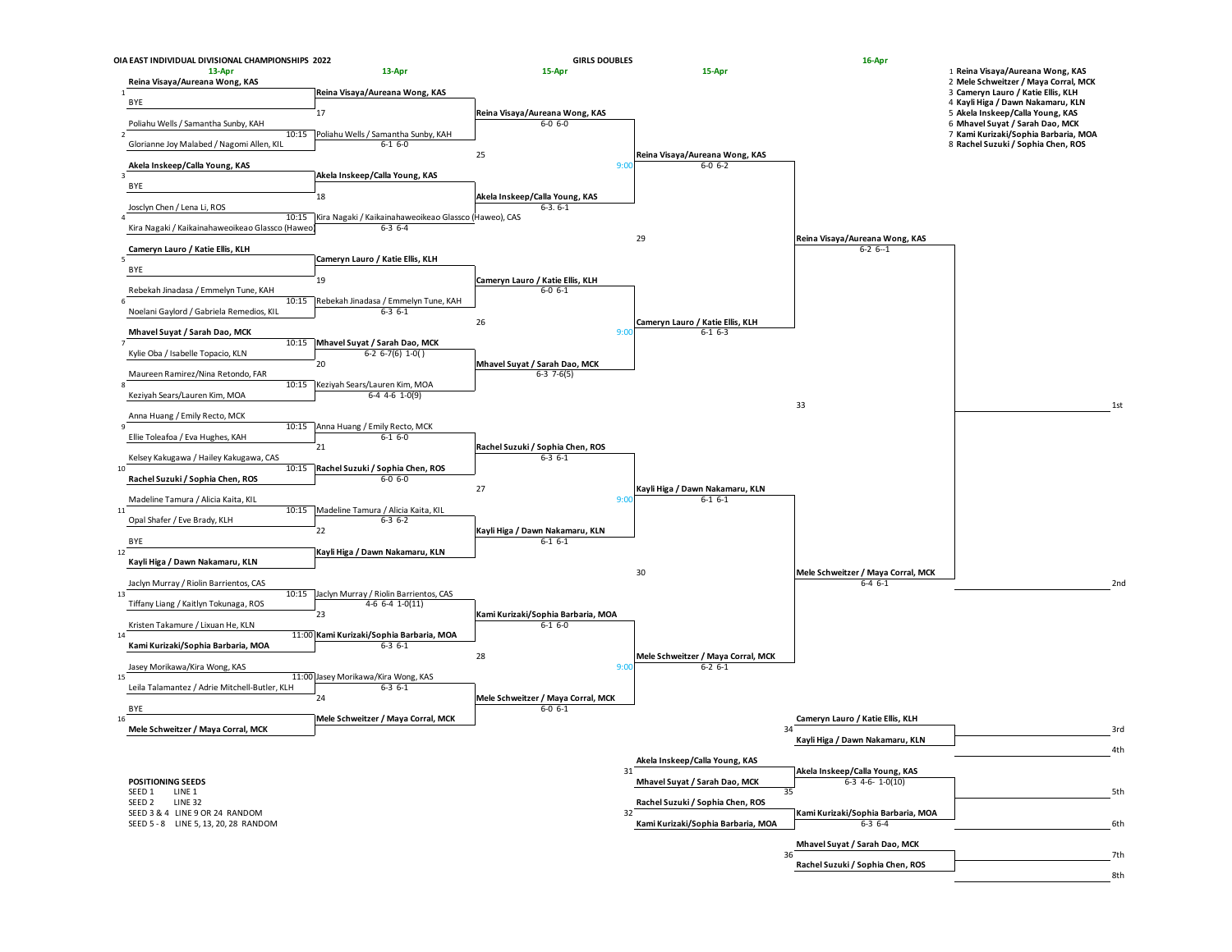# OIA EAST INDIVIDUAL DIVISIONAL CHAMPIONSHIPS 2022

## GIRLS DOUBLES

**Seeds**

1. Reina Visaya/Aureana Wong, KAS
2. Mele Schweitzer / Maya Corral, MCK
3. Cameryn Lauro / Katie Ellis, KLH
4. Kayli Higa / Dawn Nakamaru, KLN
5. Akela Inskeep/Calla Young, KAS
6. Mhavel Suyat / Sarah Dao, MCK
7. Kami Kurizaki/Sophia Barbaria, MOA
8. Rachel Suzuki / Sophia Chen, ROS

### First Round (13-Apr)

| Line | Players | Time |
|---|---|---|
| 1 | **Reina Visaya/Aureana Wong, KAS** | |
| | BYE | |
| 2 | Poliahu Wells / Samantha Sunby, KAH | 10:15 |
| | Glorianne Joy Malabed / Nagomi Allen, KIL | |
| 3 | **Akela Inskeep/Calla Young, KAS** | |
| | BYE | |
| 4 | Josclyn Chen / Lena Li, ROS | 10:15 |
| | Kira Nagaki / Kaikainahaweoikeao Glassco (Haweo) | |
| 5 | **Cameryn Lauro / Katie Ellis, KLH** | |
| | BYE | |
| 6 | Rebekah Jinadasa / Emmelyn Tune, KAH | 10:15 |
| | Noelani Gaylord / Gabriela Remedios, KIL | |
| 7 | **Mhavel Suyat / Sarah Dao, MCK** | 10:15 |
| | Kylie Oba / Isabelle Topacio, KLN | |
| 8 | Maureen Ramirez/Nina Retondo, FAR | 10:15 |
| | Keziyah Sears/Lauren Kim, MOA | |
| 9 | Anna Huang / Emily Recto, MCK | 10:15 |
| | Ellie Toleafoa / Eva Hughes, KAH | |
| 10 | Kelsey Kakugawa / Hailey Kakugawa, CAS | 10:15 |
| | **Rachel Suzuki / Sophia Chen, ROS** | |
| 11 | Madeline Tamura / Alicia Kaita, KIL | 10:15 |
| | Opal Shafer / Eve Brady, KLH | |
| 12 | BYE | |
| | **Kayli Higa / Dawn Nakamaru, KLN** | |
| 13 | Jaclyn Murray / Riolin Barrientos, CAS | 10:15 |
| | Tiffany Liang / Kaitlyn Tokunaga, ROS | |
| 14 | Kristen Takamure / Lixuan He, KLN | 11:00 |
| | **Kami Kurizaki/Sophia Barbaria, MOA** | |
| 15 | Jasey Morikawa/Kira Wong, KAS | 11:00 |
| | Leila Talamantez / Adrie Mitchell-Butler, KLH | |
| 16 | BYE | |
| | **Mele Schweitzer / Maya Corral, MCK** | |

### Second Round (13-Apr)

| Match | Winner | Score |
|---|---|---|
| 17 | Reina Visaya/Aureana Wong, KAS | |
| | Poliahu Wells / Samantha Sunby, KAH | 6-1 6-0 |
| 18 | Akela Inskeep/Calla Young, KAS | |
| | Kira Nagaki / Kaikainahaweoikeao Glassco (Haweo), CAS | 6-3 6-4 |
| 19 | Cameryn Lauro / Katie Ellis, KLH | |
| | Rebekah Jinadasa / Emmelyn Tune, KAH | 6-3 6-1 |
| 20 | Mhavel Suyat / Sarah Dao, MCK | 6-2 6-7(6) 1-0( ) |
| | Keziyah Sears/Lauren Kim, MOA | 6-4 4-6 1-0(9) |
| 21 | Anna Huang / Emily Recto, MCK | 6-1 6-0 |
| | Rachel Suzuki / Sophia Chen, ROS | 6-0 6-0 |
| 22 | Madeline Tamura / Alicia Kaita, KIL | 6-3 6-2 |
| | Kayli Higa / Dawn Nakamaru, KLN | |
| 23 | Jaclyn Murray / Riolin Barrientos, CAS | 4-6 6-4 1-0(11) |
| | Kami Kurizaki/Sophia Barbaria, MOA | 6-3 6-1 |
| 24 | Jasey Morikawa/Kira Wong, KAS | 6-3 6-1 |
| | Mele Schweitzer / Maya Corral, MCK | |

### Quarterfinals (15-Apr)

| Match | Winner | Score |
|---|---|---|
| 25 | Reina Visaya/Aureana Wong, KAS | 6-0 6-0 |
| | Akela Inskeep/Calla Young, KAS | 6-3. 6-1 |
| 26 | Cameryn Lauro / Katie Ellis, KLH | 6-0 6-1 |
| | Mhavel Suyat / Sarah Dao, MCK | 6-3 7-6(5) |
| 27 | Rachel Suzuki / Sophia Chen, ROS | 6-3 6-1 |
| | Kayli Higa / Dawn Nakamaru, KLN | 6-1 6-1 |
| 28 | Kami Kurizaki/Sophia Barbaria, MOA | 6-1 6-0 |
| | Mele Schweitzer / Maya Corral, MCK | 6-0 6-1 |

### Semifinals (15-Apr, 9:00)

| Match | Winner | Score |
|---|---|---|
| 29 | Reina Visaya/Aureana Wong, KAS | 6-0 6-2 |
| | Cameryn Lauro / Katie Ellis, KLH | 6-1 6-3 |
| 30 | Kayli Higa / Dawn Nakamaru, KLN | 6-1 6-1 |
| | Mele Schweitzer / Maya Corral, MCK | 6-2 6-1 |

### Finals (16-Apr)

| Match | Players | Score |
|---|---|---|
| 33 | Reina Visaya/Aureana Wong, KAS | 6-2 6--1 |
| | Mele Schweitzer / Maya Corral, MCK | 6-4 6-1 |

1st

2nd

### Consolation

| Match | Players | Score |
|---|---|---|
| 34 | Cameryn Lauro / Katie Ellis, KLH | |
| | Kayli Higa / Dawn Nakamaru, KLN | |
| 31 | Akela Inskeep/Calla Young, KAS | |
| | Mhavel Suyat / Sarah Dao, MCK | |
| 32 | Rachel Suzuki / Sophia Chen, ROS | |
| | Kami Kurizaki/Sophia Barbaria, MOA | |
| 35 | Akela Inskeep/Calla Young, KAS | 6-3 4-6- 1-0(10) |
| | Kami Kurizaki/Sophia Barbaria, MOA | 6-3 6-4 |
| 36 | Mhavel Suyat / Sarah Dao, MCK | |
| | Rachel Suzuki / Sophia Chen, ROS | |

3rd

4th

5th

6th

7th

8th

**POSITIONING SEEDS**

SEED 1 LINE 1

SEED 2 LINE 32

SEED 3 & 4 LINE 9 OR 24 RANDOM

SEED 5 - 8 LINE 5, 13, 20, 28 RANDOM